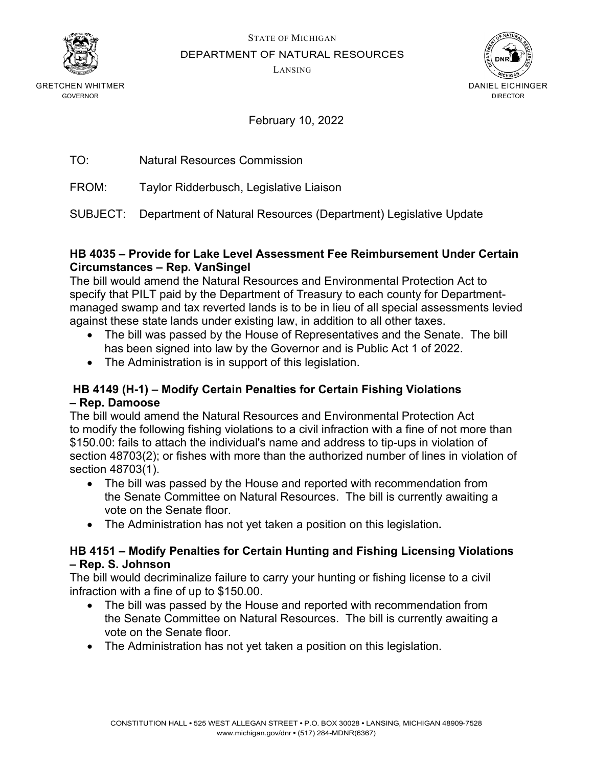STATE OF MICHIGAN
DEPARTMENT OF NATURAL RESOURCES
LANSING

GRETCHEN WHITMER
GOVERNOR

DANIEL EICHINGER
DIRECTOR

February 10, 2022

TO: Natural Resources Commission

FROM: Taylor Ridderbusch, Legislative Liaison

SUBJECT: Department of Natural Resources (Department) Legislative Update

**HB 4035 – Provide for Lake Level Assessment Fee Reimbursement Under Certain Circumstances – Rep. VanSingel**

The bill would amend the Natural Resources and Environmental Protection Act to specify that PILT paid by the Department of Treasury to each county for Department-managed swamp and tax reverted lands is to be in lieu of all special assessments levied against these state lands under existing law, in addition to all other taxes.

- The bill was passed by the House of Representatives and the Senate. The bill has been signed into law by the Governor and is Public Act 1 of 2022.
- The Administration is in support of this legislation.

**HB 4149 (H-1) – Modify Certain Penalties for Certain Fishing Violations – Rep. Damoose**

The bill would amend the Natural Resources and Environmental Protection Act to modify the following fishing violations to a civil infraction with a fine of not more than $150.00: fails to attach the individual's name and address to tip-ups in violation of section 48703(2); or fishes with more than the authorized number of lines in violation of section 48703(1).

- The bill was passed by the House and reported with recommendation from the Senate Committee on Natural Resources. The bill is currently awaiting a vote on the Senate floor.
- The Administration has not yet taken a position on this legislation.

**HB 4151 – Modify Penalties for Certain Hunting and Fishing Licensing Violations – Rep. S. Johnson**

The bill would decriminalize failure to carry your hunting or fishing license to a civil infraction with a fine of up to $150.00.

- The bill was passed by the House and reported with recommendation from the Senate Committee on Natural Resources. The bill is currently awaiting a vote on the Senate floor.
- The Administration has not yet taken a position on this legislation.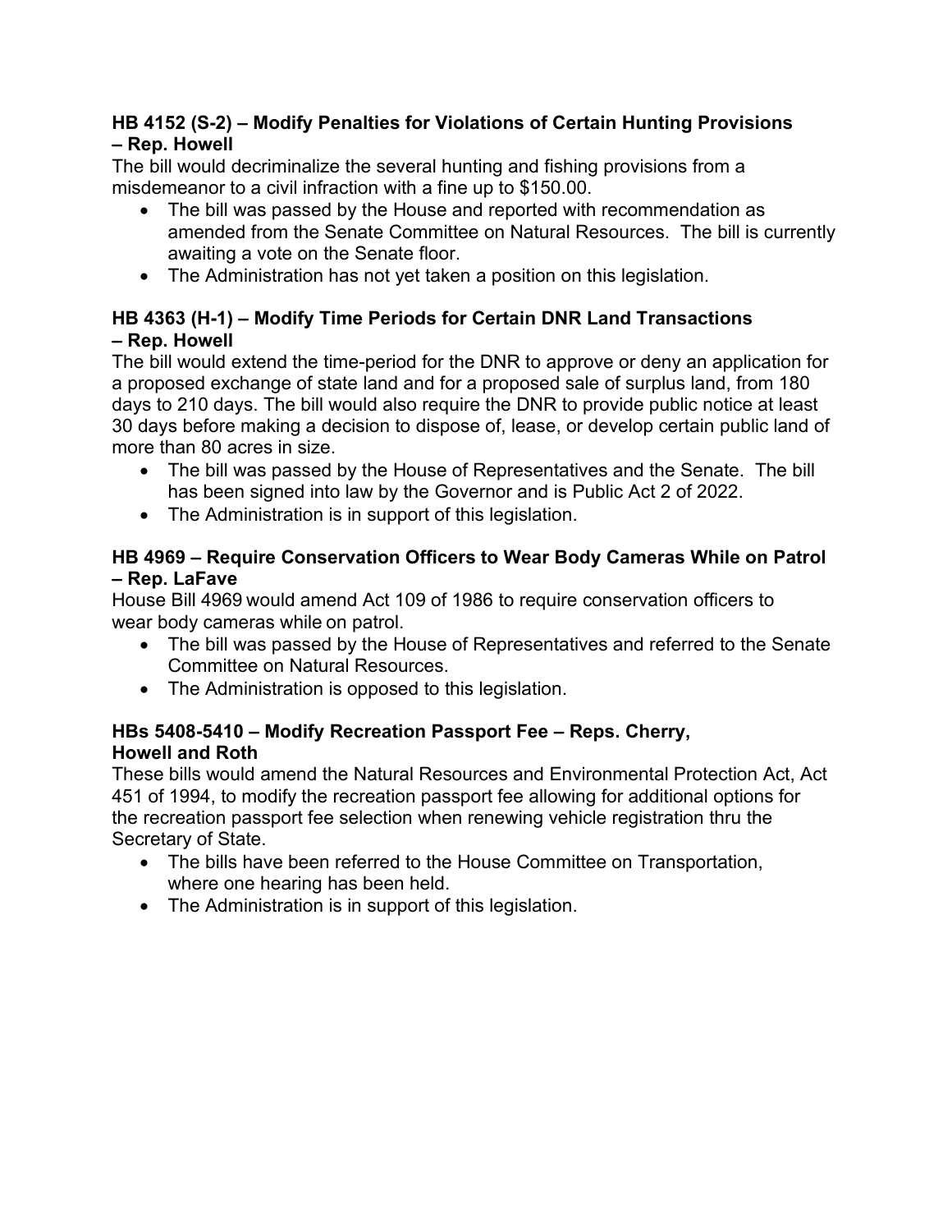**HB 4152 (S-2) – Modify Penalties for Violations of Certain Hunting Provisions – Rep. Howell**

The bill would decriminalize the several hunting and fishing provisions from a misdemeanor to a civil infraction with a fine up to $150.00.

- The bill was passed by the House and reported with recommendation as amended from the Senate Committee on Natural Resources. The bill is currently awaiting a vote on the Senate floor.
- The Administration has not yet taken a position on this legislation.

**HB 4363 (H-1) – Modify Time Periods for Certain DNR Land Transactions – Rep. Howell**

The bill would extend the time-period for the DNR to approve or deny an application for a proposed exchange of state land and for a proposed sale of surplus land, from 180 days to 210 days. The bill would also require the DNR to provide public notice at least 30 days before making a decision to dispose of, lease, or develop certain public land of more than 80 acres in size.

- The bill was passed by the House of Representatives and the Senate. The bill has been signed into law by the Governor and is Public Act 2 of 2022.
- The Administration is in support of this legislation.

**HB 4969 – Require Conservation Officers to Wear Body Cameras While on Patrol – Rep. LaFave**

House Bill 4969 would amend Act 109 of 1986 to require conservation officers to wear body cameras while on patrol.

- The bill was passed by the House of Representatives and referred to the Senate Committee on Natural Resources.
- The Administration is opposed to this legislation.

**HBs 5408-5410 – Modify Recreation Passport Fee – Reps. Cherry, Howell and Roth**

These bills would amend the Natural Resources and Environmental Protection Act, Act 451 of 1994, to modify the recreation passport fee allowing for additional options for the recreation passport fee selection when renewing vehicle registration thru the Secretary of State.

- The bills have been referred to the House Committee on Transportation, where one hearing has been held.
- The Administration is in support of this legislation.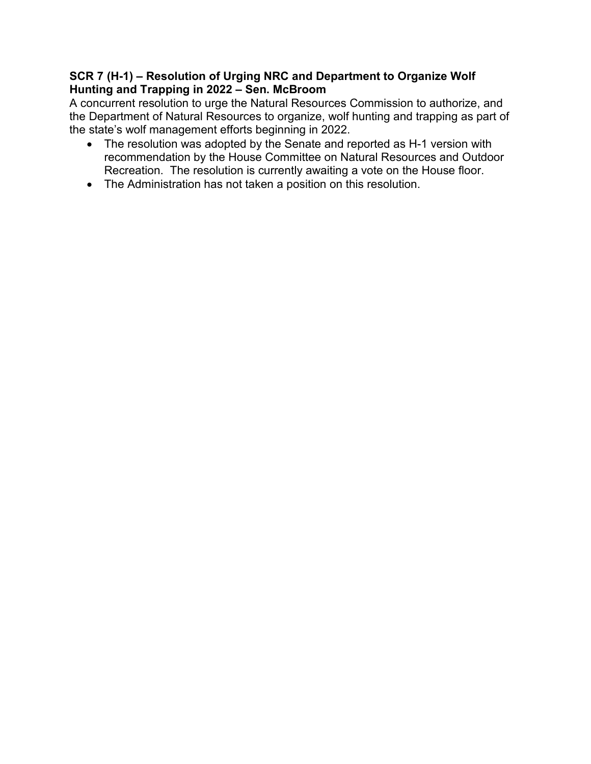**SCR 7 (H-1) – Resolution of Urging NRC and Department to Organize Wolf Hunting and Trapping in 2022 – Sen. McBroom**

A concurrent resolution to urge the Natural Resources Commission to authorize, and the Department of Natural Resources to organize, wolf hunting and trapping as part of the state's wolf management efforts beginning in 2022.

- The resolution was adopted by the Senate and reported as H-1 version with recommendation by the House Committee on Natural Resources and Outdoor Recreation. The resolution is currently awaiting a vote on the House floor.
- The Administration has not taken a position on this resolution.